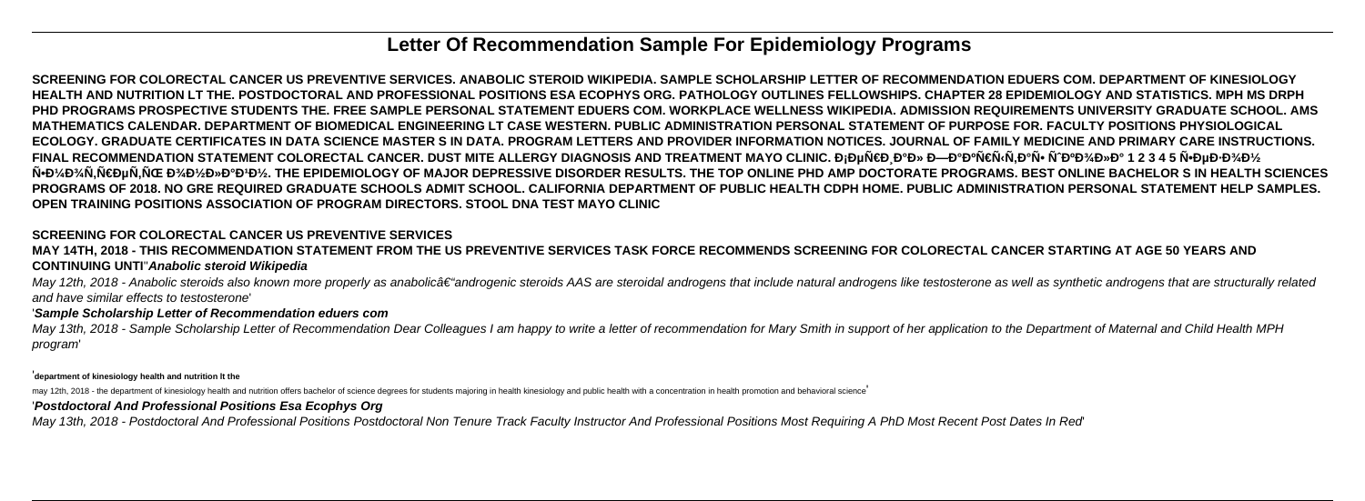# Letter Of Recommendation Sample For Epidemiology Programs

**SCREENING FOR COLORECTAL CANCER US PREVENTIVE SERVICES. ANABOLIC STEROID WIKIPEDIA. SAMPLE SCHOLARSHIP LETTER OF RECOMMENDATION EDUERS COM. DEPARTMENT OF KINESIOLOGY HEALTH AND NUTRITION LT THE. POSTDOCTORAL AND PROFESSIONAL POSITIONS ESA ECOPHYS ORG. PATHOLOGY OUTLINES FELLOWSHIPS. CHAPTER 28 EPIDEMIOLOGY AND STATISTICS. MPH MS DRPH PHD PROGRAMS PROSPECTIVE STUDENTS THE. FREE SAMPLE PERSONAL STATEMENT EDUERS COM. WORKPLACE WELLNESS WIKIPEDIA. ADMISSION REQUIREMENTS UNIVERSITY GRADUATE SCHOOL. AMS MATHEMATICS CALENDAR. DEPARTMENT OF BIOMEDICAL ENGINEERING LT CASE WESTERN. PUBLIC ADMINISTRATION PERSONAL STATEMENT OF PURPOSE FOR. FACULTY POSITIONS PHYSIOLOGICAL ECOLOGY. GRADUATE CERTIFICATES IN DATA SCIENCE MASTER S IN DATA. PROGRAM LETTERS AND PROVIDER INFORMATION NOTICES. JOURNAL OF FAMILY MEDICINE AND PRIMARY CARE INSTRUCTIONS. FINAL RECOMMENDATION STATEMENT COLORECTAL CANCER. DUST MITE ALLERGY DIAGNOSIS AND TREATMENT MAYO CLINIC. Ð¡ÐµÑ€Ð¸Ð°Ð» Ð—Ð°ÐºÑ€Ñ‹Ñ‚Ð°Ñ• ÑˆÐºÐ¾Ð»Ð° 1 2 3 4 5 Ñ•ÐµÐ·Ð¾Ð½ Ñ•Ð¼Ð¾Ñ‚Ñ€ÐµÑ‚ÑŒ Ð¾Ð½Ð»Ð°Ð¹Ð½. THE EPIDEMIOLOGY OF MAJOR DEPRESSIVE DISORDER RESULTS. THE TOP ONLINE PHD AMP DOCTORATE PROGRAMS. BEST ONLINE BACHELOR S IN HEALTH SCIENCES PROGRAMS OF 2018. NO GRE REQUIRED GRADUATE SCHOOLS ADMIT SCHOOL. CALIFORNIA DEPARTMENT OF PUBLIC HEALTH CDPH HOME. PUBLIC ADMINISTRATION PERSONAL STATEMENT HELP SAMPLES. OPEN TRAINING POSITIONS ASSOCIATION OF PROGRAM DIRECTORS. STOOL DNA TEST MAYO CLINIC**

## SCREENING FOR COLORECTAL CANCER US PREVENTIVE SERVICES

**MAY 14TH, 2018 - THIS RECOMMENDATION STATEMENT FROM THE US PREVENTIVE SERVICES TASK FORCE RECOMMENDS SCREENING FOR COLORECTAL CANCER STARTING AT AGE 50 YEARS AND CONTINUING UNTIL**''***Anabolic steroid Wikipedia***

*May 12th, 2018 - Anabolic steroids also known more properly as anabolicâ€"androgenic steroids AAS are steroidal androgens that include natural androgens like testosterone as well as synthetic androgens that are structurally related and have similar effects to testosterone*'

'***Sample Scholarship Letter of Recommendation eduers com***

*May 13th, 2018 - Sample Scholarship Letter of Recommendation Dear Colleagues I am happy to write a letter of recommendation for Mary Smith in support of her application to the Department of Maternal and Child Health MPH program*'

'**department of kinesiology health and nutrition lt the**

may 12th, 2018 - the department of kinesiology health and nutrition offers bachelor of science degrees for students majoring in health kinesiology and public health with a concentration in health promotion and behavioral science'

'***Postdoctoral And Professional Positions Esa Ecophys Org***

*May 13th, 2018 - Postdoctoral And Professional Positions Postdoctoral Non Tenure Track Faculty Instructor And Professional Positions Most Requiring A PhD Most Recent Post Dates In Red*'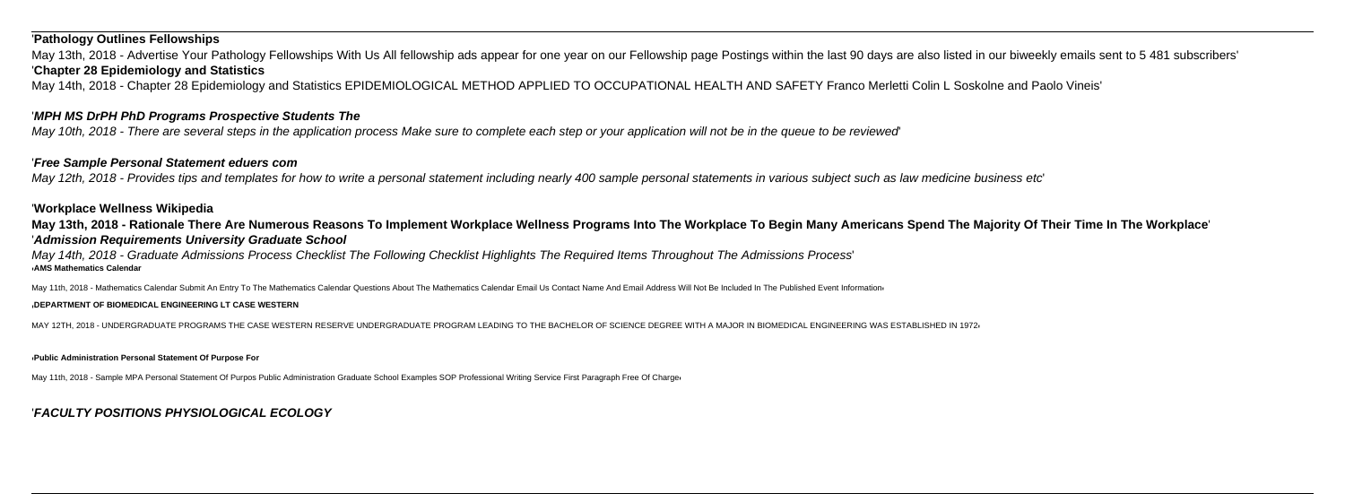'**Pathology Outlines Fellowships**

May 13th, 2018 - Advertise Your Pathology Fellowships With Us All fellowship ads appear for one year on our Fellowship page Postings within the last 90 days are also listed in our biweekly emails sent to 5 481 subscribers'

'**Chapter 28 Epidemiology and Statistics**

May 14th, 2018 - Chapter 28 Epidemiology and Statistics EPIDEMIOLOGICAL METHOD APPLIED TO OCCUPATIONAL HEALTH AND SAFETY Franco Merletti Colin L Soskolne and Paolo Vineis'

'***MPH MS DrPH PhD Programs Prospective Students The***

*May 10th, 2018 - There are several steps in the application process Make sure to complete each step or your application will not be in the queue to be reviewed*'

'***Free Sample Personal Statement eduers com***

*May 12th, 2018 - Provides tips and templates for how to write a personal statement including nearly 400 sample personal statements in various subject such as law medicine business etc*'

'**Workplace Wellness Wikipedia**

**May 13th, 2018 - Rationale There Are Numerous Reasons To Implement Workplace Wellness Programs Into The Workplace To Begin Many Americans Spend The Majority Of Their Time In The Workplace**'

'***Admission Requirements University Graduate School***

*May 14th, 2018 - Graduate Admissions Process Checklist The Following Checklist Highlights The Required Items Throughout The Admissions Process*'

'**AMS Mathematics Calendar**

May 11th, 2018 - Mathematics Calendar Submit An Entry To The Mathematics Calendar Questions About The Mathematics Calendar Email Us Contact Name And Email Address Will Not Be Included In The Published Event Information'

'**DEPARTMENT OF BIOMEDICAL ENGINEERING LT CASE WESTERN**

MAY 12TH, 2018 - UNDERGRADUATE PROGRAMS THE CASE WESTERN RESERVE UNDERGRADUATE PROGRAM LEADING TO THE BACHELOR OF SCIENCE DEGREE WITH A MAJOR IN BIOMEDICAL ENGINEERING WAS ESTABLISHED IN 1972'

'**Public Administration Personal Statement Of Purpose For**

May 11th, 2018 - Sample MPA Personal Statement Of Purpos Public Administration Graduate School Examples SOP Professional Writing Service First Paragraph Free Of Charge'

'***FACULTY POSITIONS PHYSIOLOGICAL ECOLOGY***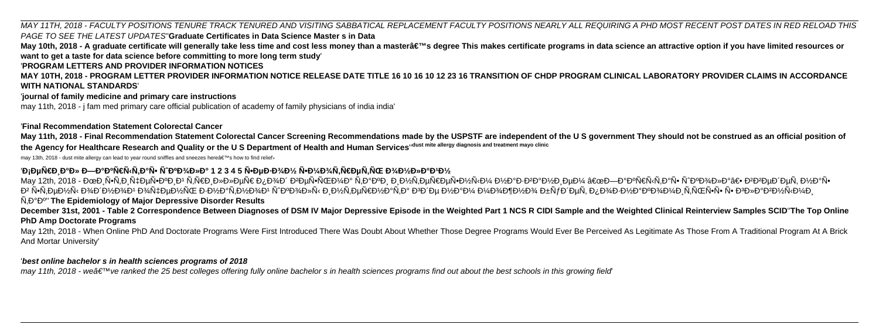MAY 11TH, 2018 - FACULTY POSITIONS TENURE TRACK TENURED AND VISITING SABBATICAL REPLACEMENT FACULTY POSITIONS NEARLY ALL REQUIRING A PHD MOST RECENT POST DATES IN RED RELOAD THIS PAGE TO SEE THE LATEST UPDATES''**Graduate Certificates in Data Science Master s in Data**

**May 10th, 2018 - A graduate certificate will generally take less time and cost less money than a master's degree This makes certificate programs in data science an attractive option if you have limited resources or want to get a taste for data science before committing to more long term study**'

'**PROGRAM LETTERS AND PROVIDER INFORMATION NOTICES**

**MAY 10TH, 2018 - PROGRAM LETTER PROVIDER INFORMATION NOTICE RELEASE DATE TITLE 16 10 16 10 12 23 16 TRANSITION OF CHDP PROGRAM CLINICAL LABORATORY PROVIDER CLAIMS IN ACCORDANCE WITH NATIONAL STANDARDS**'

'**journal of family medicine and primary care instructions**

may 11th, 2018 - j fam med primary care official publication of academy of family physicians of india india'

'**Final Recommendation Statement Colorectal Cancer**

**May 11th, 2018 - Final Recommendation Statement Colorectal Cancer Screening Recommendations made by the USPSTF are independent of the U S government They should not be construed as an official position of the Agency for Healthcare Research and Quality or the U S Department of Health and Human Services**''**dust mite allergy diagnosis and treatment mayo clinic**

may 13th, 2018 - dust mite allergy can lead to year round sniffles and sneezes here's how to find relief

'**Сериал Закрытая школа 1 2 3 4 5 сезон смотреть онлайн**

May 12th, 2018 - Мистический триллер для подростков таинственным названием «Закрытая школа» впервые появился в эфире одной из отечественных телевизионных каналов на следующей мобилизованной частоте подключения с канала

тв''**The Epidemiology of Major Depressive Disorder Results**

**December 31st, 2001 - Table 2 Correspondence Between Diagnoses of DSM IV Major Depressive Episode in the Weighted Part 1 NCS R CIDI Sample and the Weighted Clinical Reinterview Samples SCID**''**The Top Online PhD Amp Doctorate Programs**

May 12th, 2018 - When Online PhD And Doctorate Programs Were First Introduced There Was Doubt About Whether Those Degree Programs Would Ever Be Perceived As Legitimate As Those From A Traditional Program At A Brick And Mortar University'

'***best online bachelor s in health sciences programs of 2018***

*may 11th, 2018 - we've ranked the 25 best colleges offering fully online bachelor s in health sciences programs find out about the best schools in this growing field*'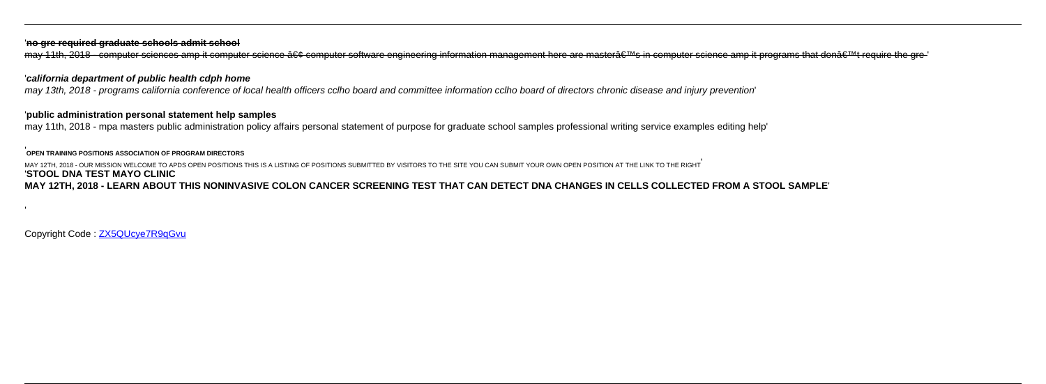'**no gre required graduate schools admit school**

may 11th, 2018 - computer sciences amp it computer science â€¢ computer software engineering information management here are masterâ€™s in computer science amp it programs that donâ€™t require the gre'

'***california department of public health cdph home***

*may 13th, 2018 - programs california conference of local health officers cclho board and committee information cclho board of directors chronic disease and injury prevention*'

'**public administration personal statement help samples**

may 11th, 2018 - mpa masters public administration policy affairs personal statement of purpose for graduate school samples professional writing service examples editing help'

'**OPEN TRAINING POSITIONS ASSOCIATION OF PROGRAM DIRECTORS**

MAY 12TH, 2018 - OUR MISSION WELCOME TO APDS OPEN POSITIONS THIS IS A LISTING OF POSITIONS SUBMITTED BY VISITORS TO THE SITE YOU CAN SUBMIT YOUR OWN OPEN POSITION AT THE LINK TO THE RIGHT'

'**STOOL DNA TEST MAYO CLINIC**

**MAY 12TH, 2018 - LEARN ABOUT THIS NONINVASIVE COLON CANCER SCREENING TEST THAT CAN DETECT DNA CHANGES IN CELLS COLLECTED FROM A STOOL SAMPLE**'

'

Copyright Code : ZX5QUcye7R9qGvu